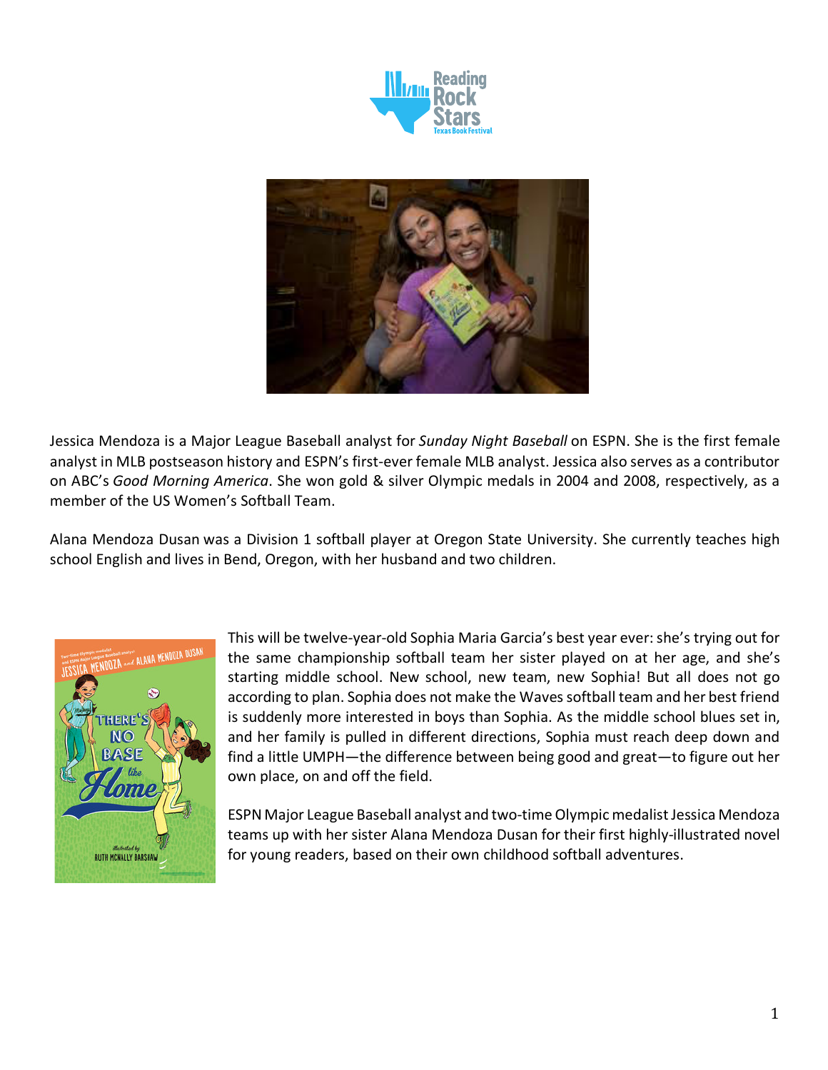Jessica Mendoza is a Major League Baseball analyst for *Sunday Night Baseball* on ESPN. She is the first female analyst in MLB postseason history and ESPN's first-ever female MLB analyst. Jessica also serves as a contributor on ABC's *Good Morning America*. She won gold & silver Olympic medals in 2004 and 2008, respectively, as a member of the US Women's Softball Team.

Alana Mendoza Dusan was a Division 1 softball player at Oregon State University. She currently teaches high school English and lives in Bend, Oregon, with her husband and two children.

This will be twelve-year-old Sophia Maria Garcia's best year ever: she's trying out for the same championship softball team her sister played on at her age, and she's starting middle school. New school, new team, new Sophia! But all does not go according to plan. Sophia does not make the Waves softball team and her best friend is suddenly more interested in boys than Sophia. As the middle school blues set in, and her family is pulled in different directions, Sophia must reach deep down and find a little UMPH—the difference between being good and great—to figure out her own place, on and off the field.

ESPN Major League Baseball analyst and two-time Olympic medalist Jessica Mendoza teams up with her sister Alana Mendoza Dusan for their first highly-illustrated novel for young readers, based on their own childhood softball adventures.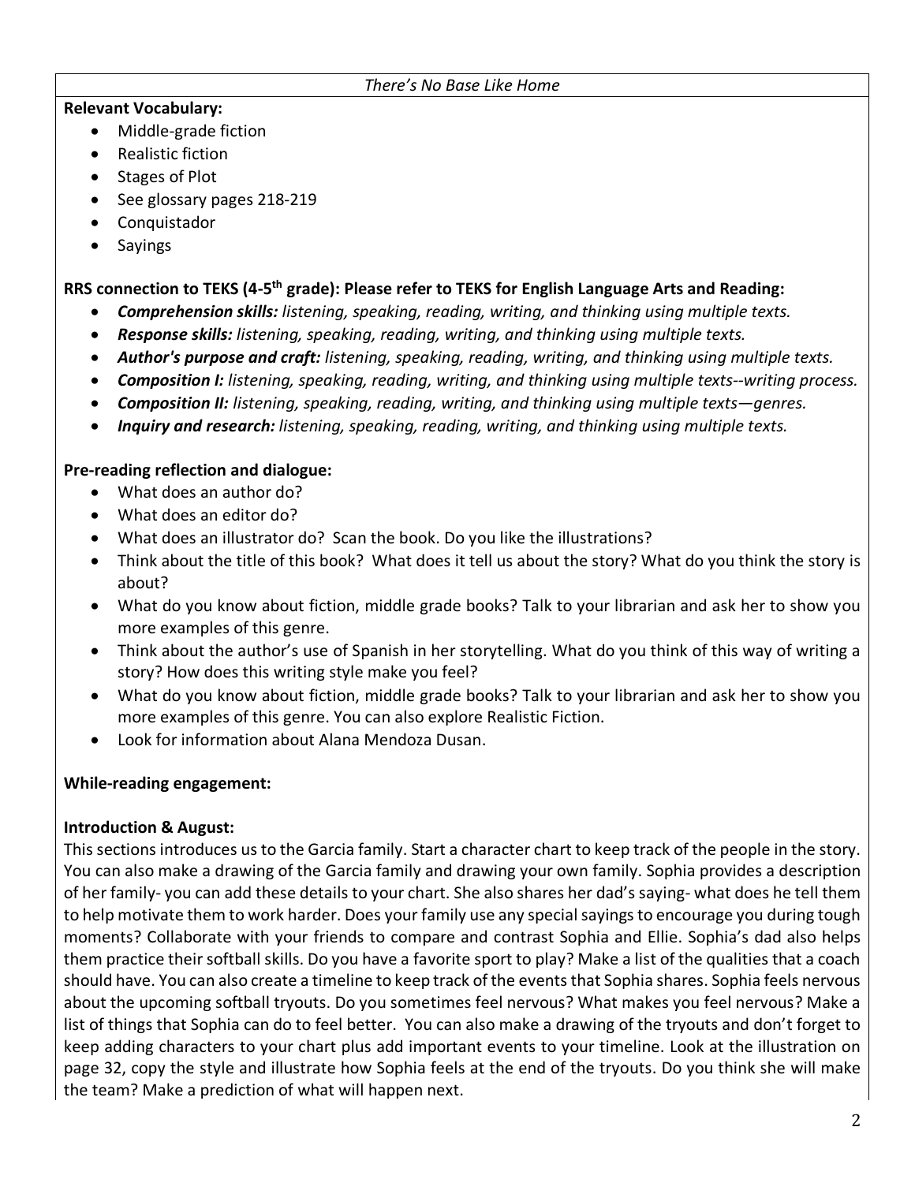*There's No Base Like Home*

**Relevant Vocabulary:**

- Middle-grade fiction
- Realistic fiction
- Stages of Plot
- See glossary pages 218-219
- Conquistador
- Sayings

**RRS connection to TEKS (4-5th grade): Please refer to TEKS for English Language Arts and Reading:**

- ***Comprehension skills:*** *listening, speaking, reading, writing, and thinking using multiple texts.*
- ***Response skills:*** *listening, speaking, reading, writing, and thinking using multiple texts.*
- ***Author's purpose and craft:*** *listening, speaking, reading, writing, and thinking using multiple texts.*
- ***Composition I:*** *listening, speaking, reading, writing, and thinking using multiple texts--writing process.*
- ***Composition II:*** *listening, speaking, reading, writing, and thinking using multiple texts—genres.*
- ***Inquiry and research:*** *listening, speaking, reading, writing, and thinking using multiple texts.*

**Pre-reading reflection and dialogue:**

- What does an author do?
- What does an editor do?
- What does an illustrator do? Scan the book. Do you like the illustrations?
- Think about the title of this book? What does it tell us about the story? What do you think the story is about?
- What do you know about fiction, middle grade books? Talk to your librarian and ask her to show you more examples of this genre.
- Think about the author's use of Spanish in her storytelling. What do you think of this way of writing a story? How does this writing style make you feel?
- What do you know about fiction, middle grade books? Talk to your librarian and ask her to show you more examples of this genre. You can also explore Realistic Fiction.
- Look for information about Alana Mendoza Dusan.

**While-reading engagement:**

**Introduction & August:**

This sections introduces us to the Garcia family. Start a character chart to keep track of the people in the story. You can also make a drawing of the Garcia family and drawing your own family. Sophia provides a description of her family- you can add these details to your chart. She also shares her dad's saying- what does he tell them to help motivate them to work harder. Does your family use any special sayings to encourage you during tough moments? Collaborate with your friends to compare and contrast Sophia and Ellie. Sophia's dad also helps them practice their softball skills. Do you have a favorite sport to play? Make a list of the qualities that a coach should have. You can also create a timeline to keep track of the events that Sophia shares. Sophia feels nervous about the upcoming softball tryouts. Do you sometimes feel nervous? What makes you feel nervous? Make a list of things that Sophia can do to feel better. You can also make a drawing of the tryouts and don't forget to keep adding characters to your chart plus add important events to your timeline. Look at the illustration on page 32, copy the style and illustrate how Sophia feels at the end of the tryouts. Do you think she will make the team? Make a prediction of what will happen next.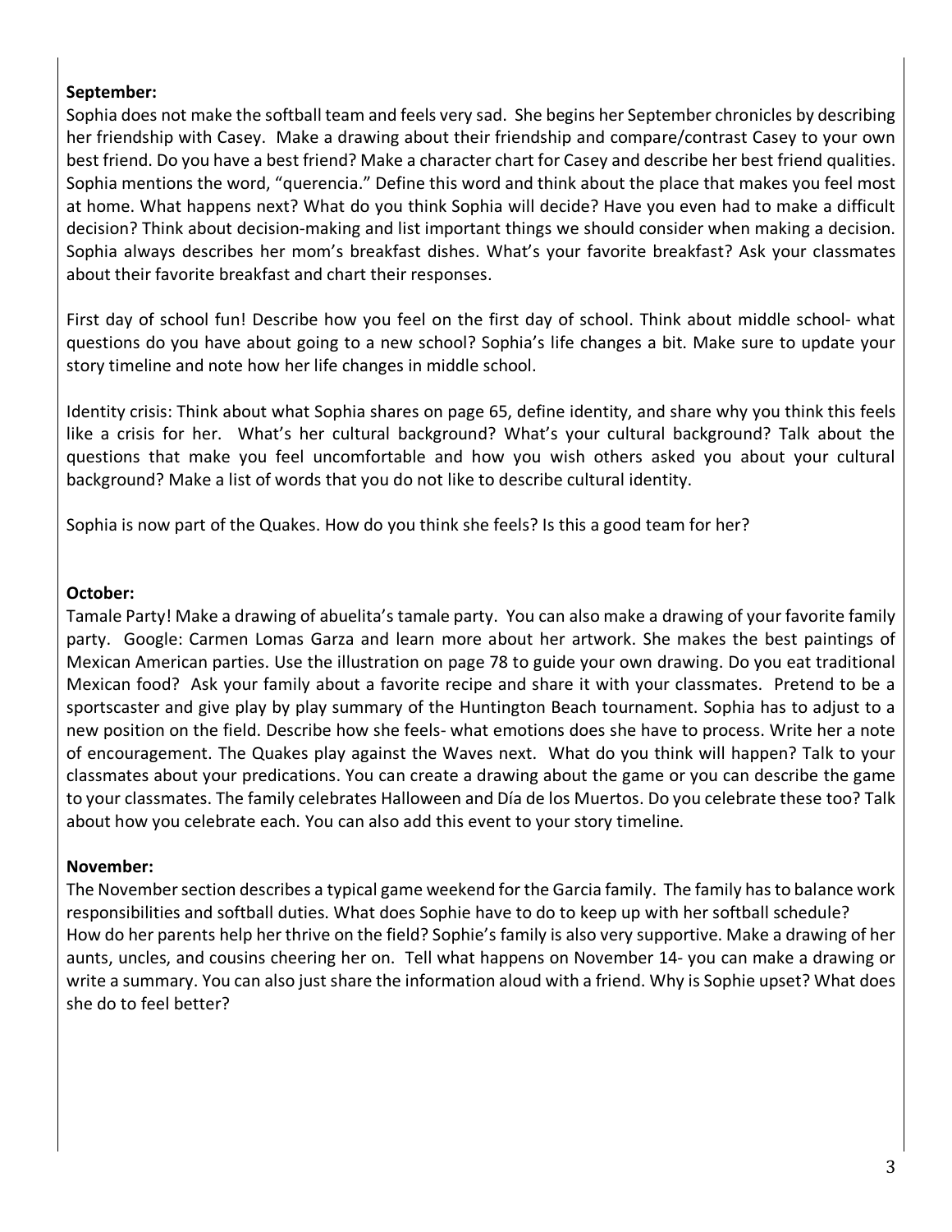**September:**

Sophia does not make the softball team and feels very sad. She begins her September chronicles by describing her friendship with Casey. Make a drawing about their friendship and compare/contrast Casey to your own best friend. Do you have a best friend? Make a character chart for Casey and describe her best friend qualities. Sophia mentions the word, "querencia." Define this word and think about the place that makes you feel most at home. What happens next? What do you think Sophia will decide? Have you even had to make a difficult decision? Think about decision-making and list important things we should consider when making a decision. Sophia always describes her mom's breakfast dishes. What's your favorite breakfast? Ask your classmates about their favorite breakfast and chart their responses.

First day of school fun! Describe how you feel on the first day of school. Think about middle school- what questions do you have about going to a new school? Sophia's life changes a bit. Make sure to update your story timeline and note how her life changes in middle school.

Identity crisis: Think about what Sophia shares on page 65, define identity, and share why you think this feels like a crisis for her. What's her cultural background? What's your cultural background? Talk about the questions that make you feel uncomfortable and how you wish others asked you about your cultural background? Make a list of words that you do not like to describe cultural identity.

Sophia is now part of the Quakes. How do you think she feels? Is this a good team for her?

**October:**

Tamale Party! Make a drawing of abuelita's tamale party. You can also make a drawing of your favorite family party. Google: Carmen Lomas Garza and learn more about her artwork. She makes the best paintings of Mexican American parties. Use the illustration on page 78 to guide your own drawing. Do you eat traditional Mexican food? Ask your family about a favorite recipe and share it with your classmates. Pretend to be a sportscaster and give play by play summary of the Huntington Beach tournament. Sophia has to adjust to a new position on the field. Describe how she feels- what emotions does she have to process. Write her a note of encouragement. The Quakes play against the Waves next. What do you think will happen? Talk to your classmates about your predications. You can create a drawing about the game or you can describe the game to your classmates. The family celebrates Halloween and Día de los Muertos. Do you celebrate these too? Talk about how you celebrate each. You can also add this event to your story timeline.

**November:**

The November section describes a typical game weekend for the Garcia family. The family has to balance work responsibilities and softball duties. What does Sophie have to do to keep up with her softball schedule? How do her parents help her thrive on the field? Sophie's family is also very supportive. Make a drawing of her aunts, uncles, and cousins cheering her on. Tell what happens on November 14- you can make a drawing or write a summary. You can also just share the information aloud with a friend. Why is Sophie upset? What does she do to feel better?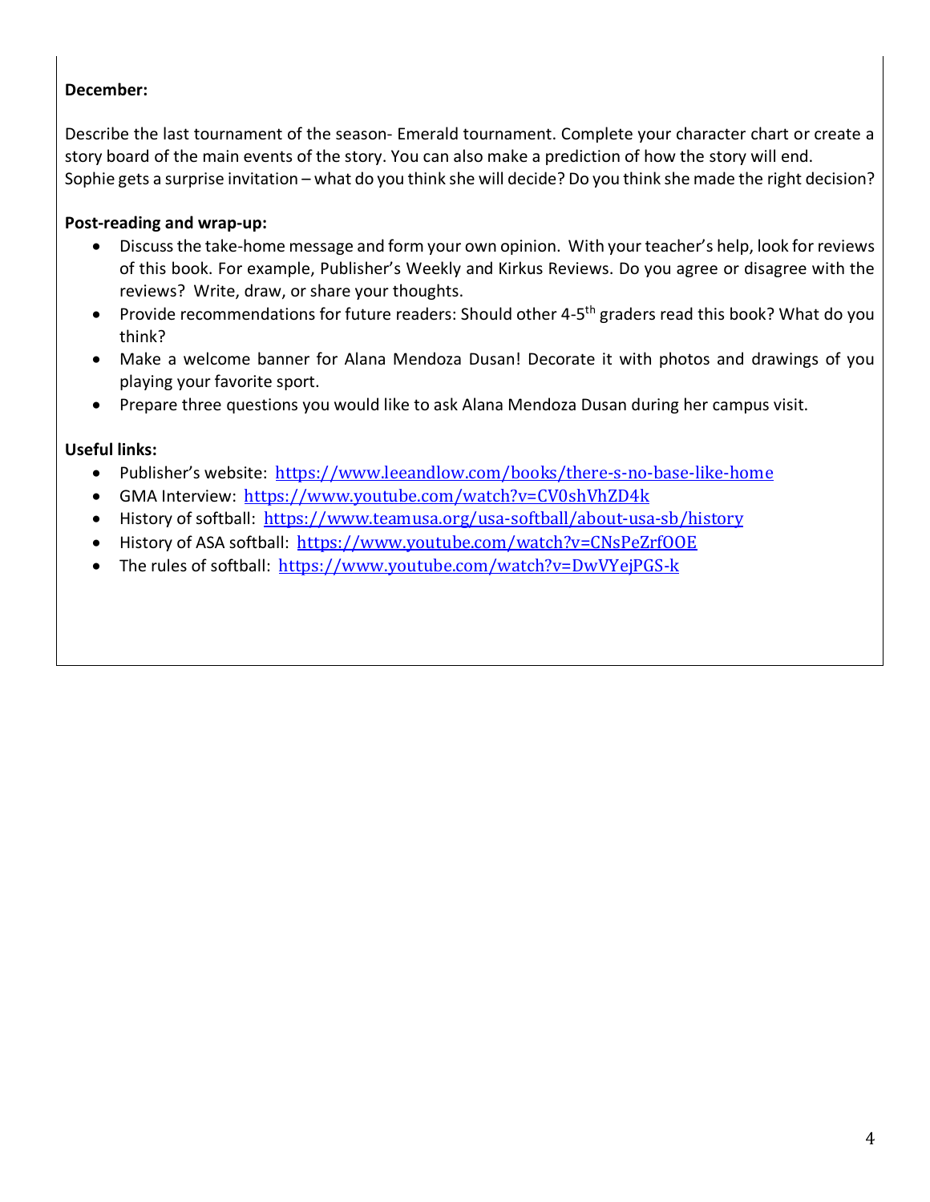**December:**

Describe the last tournament of the season- Emerald tournament. Complete your character chart or create a story board of the main events of the story. You can also make a prediction of how the story will end. Sophie gets a surprise invitation – what do you think she will decide? Do you think she made the right decision?

**Post-reading and wrap-up:**

- Discuss the take-home message and form your own opinion. With your teacher's help, look for reviews of this book. For example, Publisher's Weekly and Kirkus Reviews. Do you agree or disagree with the reviews? Write, draw, or share your thoughts.
- Provide recommendations for future readers: Should other 4-5th graders read this book? What do you think?
- Make a welcome banner for Alana Mendoza Dusan! Decorate it with photos and drawings of you playing your favorite sport.
- Prepare three questions you would like to ask Alana Mendoza Dusan during her campus visit.

**Useful links:**

- Publisher's website: https://www.leeandlow.com/books/there-s-no-base-like-home
- GMA Interview: https://www.youtube.com/watch?v=CV0shVhZD4k
- History of softball: https://www.teamusa.org/usa-softball/about-usa-sb/history
- History of ASA softball: https://www.youtube.com/watch?v=CNsPeZrfOOE
- The rules of softball: https://www.youtube.com/watch?v=DwVYejPGS-k